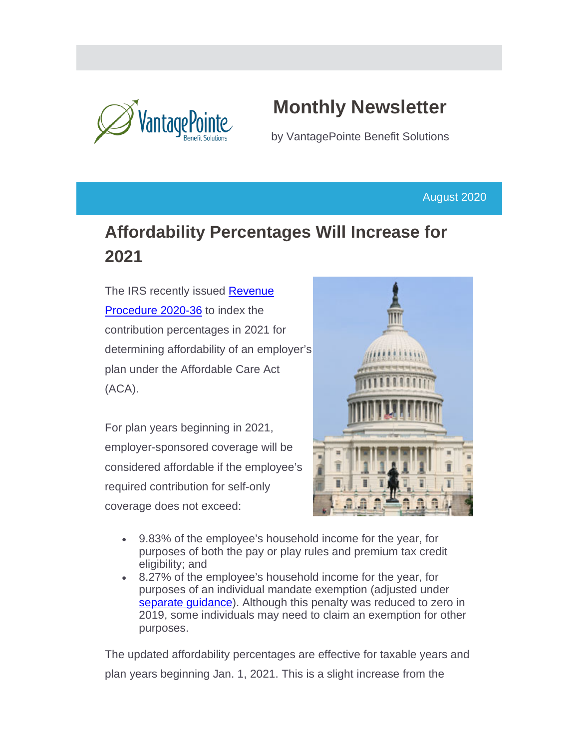# Monthly Newsletter

by VantagePointe Benefit Solutions

August 2020

## Affordability Percentages Will Increase for 2021

The IRS recently issued [Revenue Procedure 2020-36]() to index the contribution percentages in 2021 for determining affordability of an employer's plan under the Affordable Care Act (ACA).

For plan years beginning in 2021, employer-sponsored coverage will be considered affordable if the employee's required contribution for self-only coverage does not exceed:

- 9.83% of the employee's household income for the year, for purposes of both the pay or play rules and premium tax credit eligibility; and
- 8.27% of the employee's household income for the year, for purposes of an individual mandate exemption (adjusted under [separate guidance]()). Although this penalty was reduced to zero in 2019, some individuals may need to claim an exemption for other purposes.

The updated affordability percentages are effective for taxable years and plan years beginning Jan. 1, 2021. This is a slight increase from the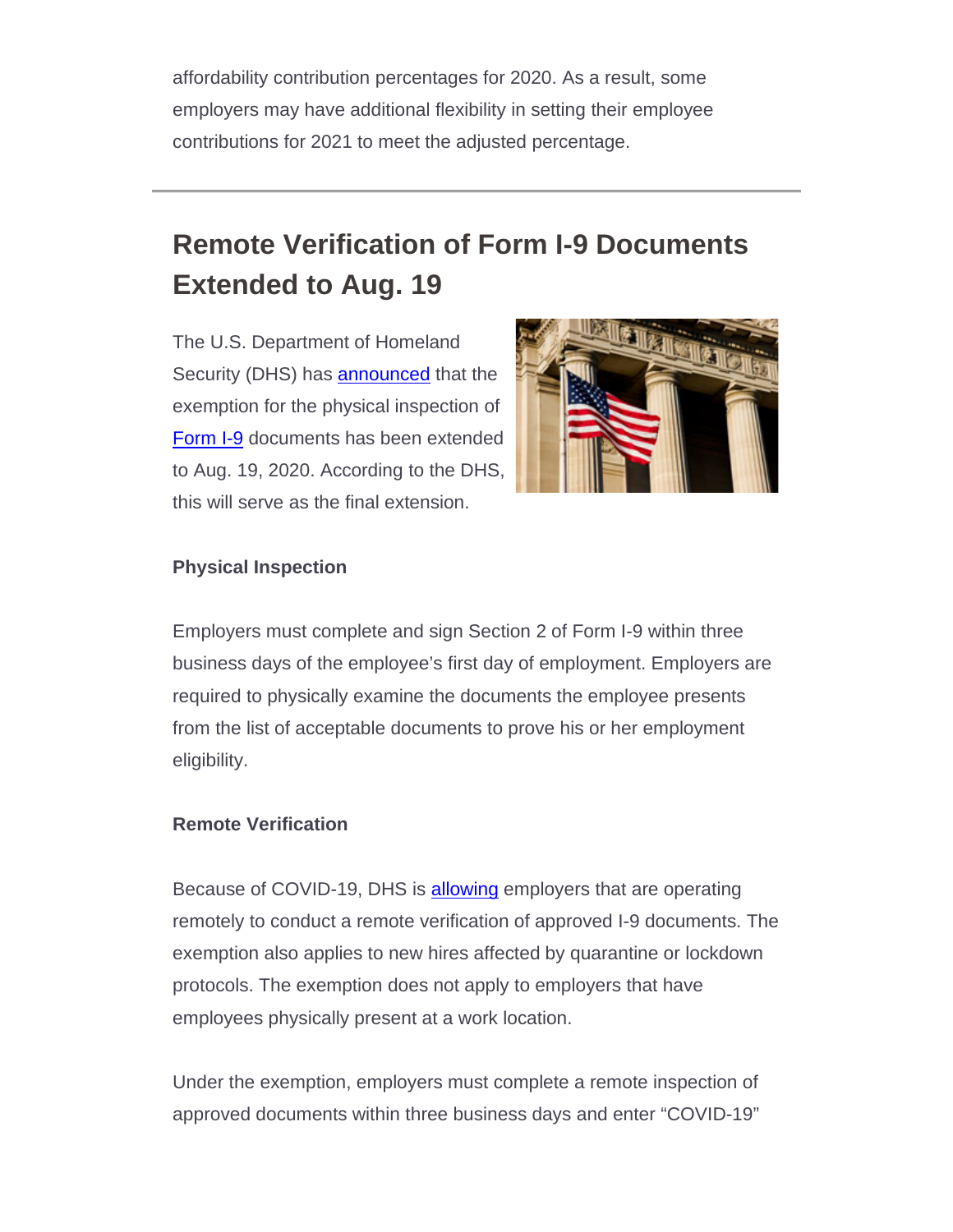affordability contribution percentages for 2020. As a result, some employers may have additional flexibility in setting their employee contributions for 2021 to meet the adjusted percentage.

---

## Remote Verification of Form I-9 Documents Extended to Aug. 19

The U.S. Department of Homeland Security (DHS) has announced that the exemption for the physical inspection of Form I-9 documents has been extended to Aug. 19, 2020. According to the DHS, this will serve as the final extension.

**Physical Inspection**

Employers must complete and sign Section 2 of Form I-9 within three business days of the employee's first day of employment. Employers are required to physically examine the documents the employee presents from the list of acceptable documents to prove his or her employment eligibility.

**Remote Verification**

Because of COVID-19, DHS is allowing employers that are operating remotely to conduct a remote verification of approved I-9 documents. The exemption also applies to new hires affected by quarantine or lockdown protocols. The exemption does not apply to employers that have employees physically present at a work location.

Under the exemption, employers must complete a remote inspection of approved documents within three business days and enter "COVID-19"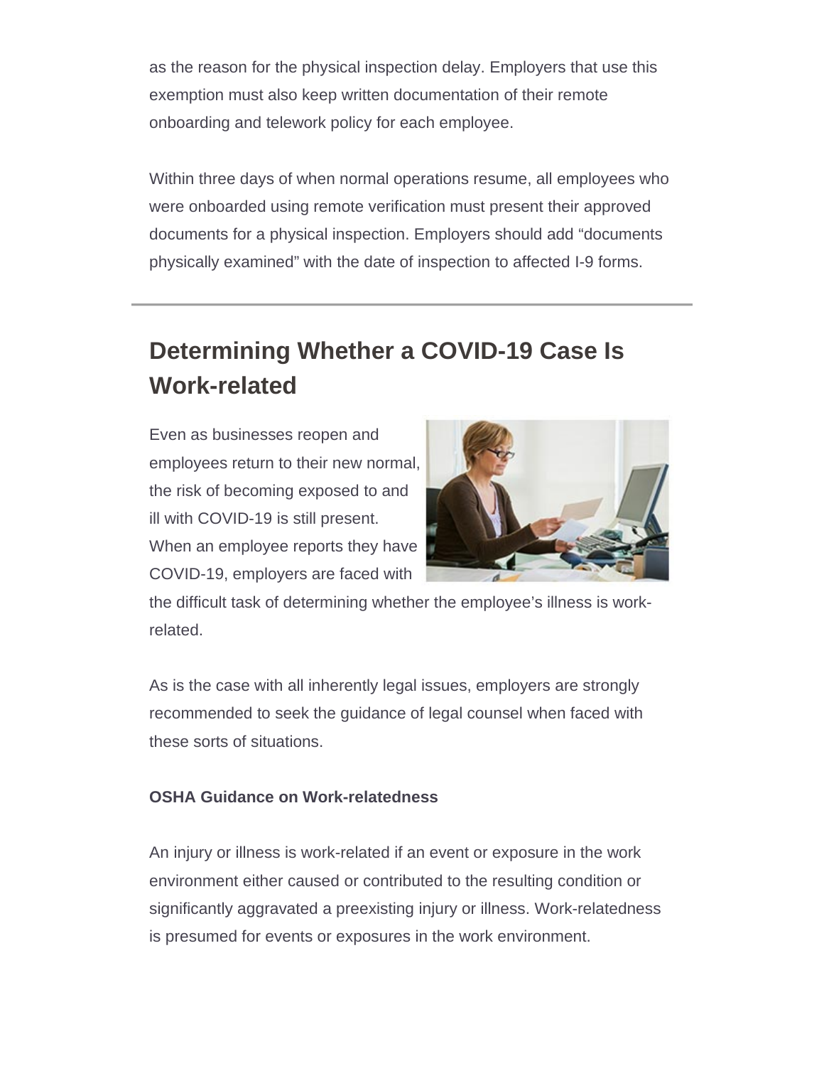as the reason for the physical inspection delay. Employers that use this exemption must also keep written documentation of their remote onboarding and telework policy for each employee.

Within three days of when normal operations resume, all employees who were onboarded using remote verification must present their approved documents for a physical inspection. Employers should add “documents physically examined” with the date of inspection to affected I-9 forms.

---

## Determining Whether a COVID-19 Case Is Work-related

Even as businesses reopen and employees return to their new normal, the risk of becoming exposed to and ill with COVID-19 is still present. When an employee reports they have COVID-19, employers are faced with the difficult task of determining whether the employee’s illness is work-related.

As is the case with all inherently legal issues, employers are strongly recommended to seek the guidance of legal counsel when faced with these sorts of situations.

**OSHA Guidance on Work-relatedness**

An injury or illness is work-related if an event or exposure in the work environment either caused or contributed to the resulting condition or significantly aggravated a preexisting injury or illness. Work-relatedness is presumed for events or exposures in the work environment.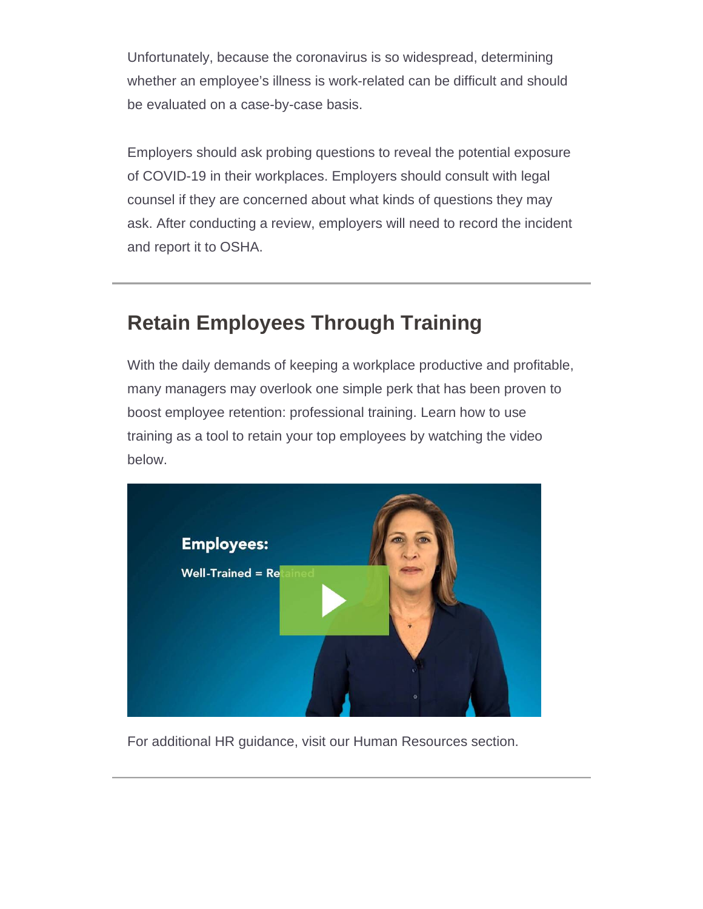Unfortunately, because the coronavirus is so widespread, determining whether an employee's illness is work-related can be difficult and should be evaluated on a case-by-case basis.

Employers should ask probing questions to reveal the potential exposure of COVID-19 in their workplaces. Employers should consult with legal counsel if they are concerned about what kinds of questions they may ask. After conducting a review, employers will need to record the incident and report it to OSHA.

---

## Retain Employees Through Training

With the daily demands of keeping a workplace productive and profitable, many managers may overlook one simple perk that has been proven to boost employee retention: professional training. Learn how to use training as a tool to retain your top employees by watching the video below.

For additional HR guidance, visit our Human Resources section.

---